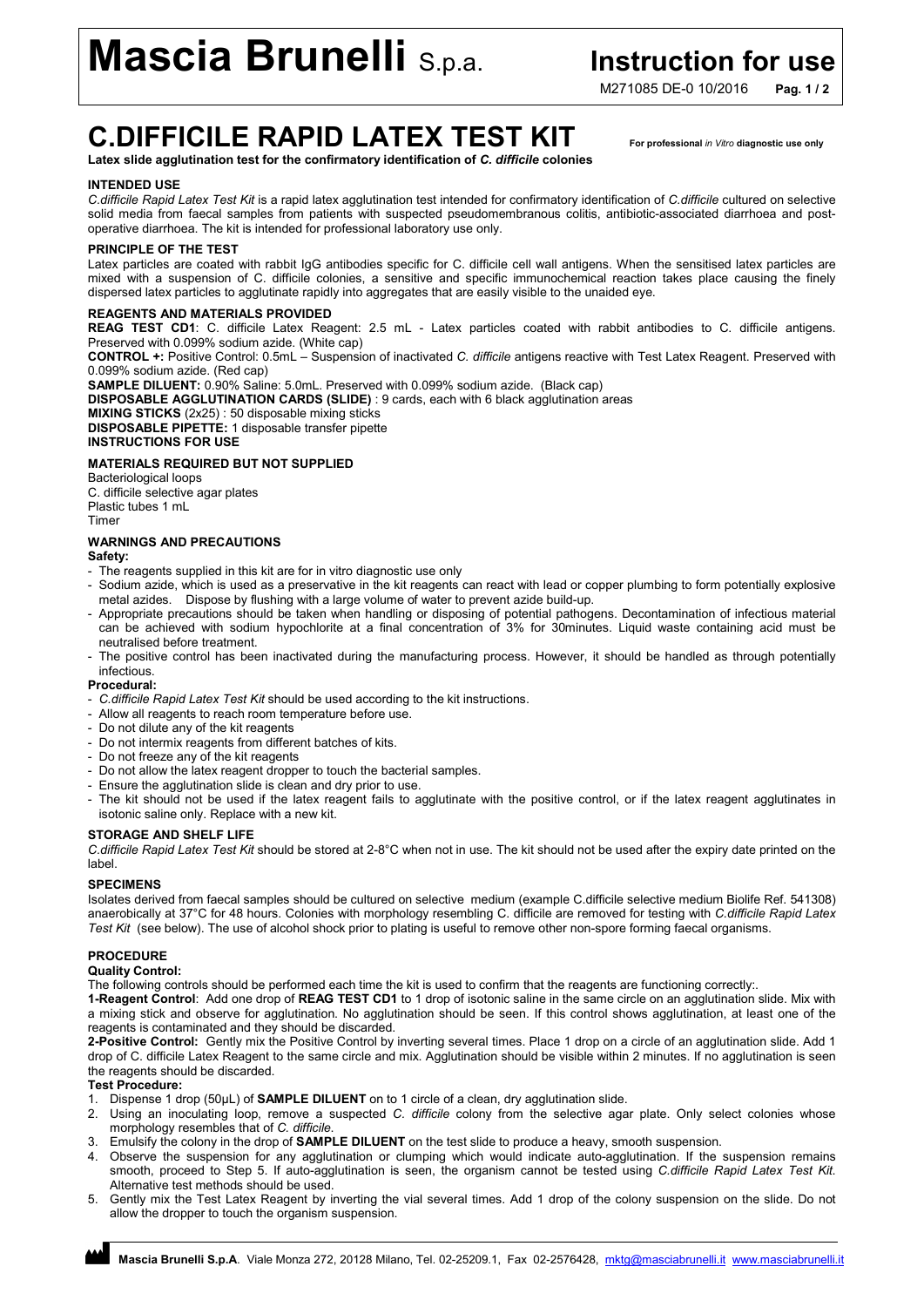# Mascia Brunelli S.p.a.

# Instruction for use

M271085 DE-0 10/2016

# C.DIFFICILE RAPID LATEX TEST KIT

**For professional *in Vitro* diagnostic use only**

**Latex slide agglutination test for the confirmatory identification of *C. difficile* colonies**

## INTENDED USE

*C.difficile Rapid Latex Test Kit* is a rapid latex agglutination test intended for confirmatory identification of *C.difficile* cultured on selective solid media from faecal samples from patients with suspected pseudomembranous colitis, antibiotic-associated diarrhoea and post-operative diarrhoea. The kit is intended for professional laboratory use only.

## PRINCIPLE OF THE TEST

Latex particles are coated with rabbit IgG antibodies specific for C. difficile cell wall antigens. When the sensitised latex particles are mixed with a suspension of C. difficile colonies, a sensitive and specific immunochemical reaction takes place causing the finely dispersed latex particles to agglutinate rapidly into aggregates that are easily visible to the unaided eye.

## REAGENTS AND MATERIALS PROVIDED

**REAG TEST CD1**: C. difficile Latex Reagent: 2.5 mL - Latex particles coated with rabbit antibodies to C. difficile antigens. Preserved with 0.099% sodium azide. (White cap)

**CONTROL +:** Positive Control: 0.5mL – Suspension of inactivated *C. difficile* antigens reactive with Test Latex Reagent. Preserved with 0.099% sodium azide. (Red cap)

**SAMPLE DILUENT:** 0.90% Saline: 5.0mL. Preserved with 0.099% sodium azide. (Black cap)

**DISPOSABLE AGGLUTINATION CARDS (SLIDE)** : 9 cards, each with 6 black agglutination areas

**MIXING STICKS** (2x25) : 50 disposable mixing sticks

**DISPOSABLE PIPETTE:** 1 disposable transfer pipette

**INSTRUCTIONS FOR USE**

## MATERIALS REQUIRED BUT NOT SUPPLIED

Bacteriological loops
C. difficile selective agar plates
Plastic tubes 1 mL
Timer

## WARNINGS AND PRECAUTIONS

**Safety:**

- The reagents supplied in this kit are for in vitro diagnostic use only
- Sodium azide, which is used as a preservative in the kit reagents can react with lead or copper plumbing to form potentially explosive metal azides. Dispose by flushing with a large volume of water to prevent azide build-up.
- Appropriate precautions should be taken when handling or disposing of potential pathogens. Decontamination of infectious material can be achieved with sodium hypochlorite at a final concentration of 3% for 30minutes. Liquid waste containing acid must be neutralised before treatment.
- The positive control has been inactivated during the manufacturing process. However, it should be handled as through potentially infectious.

**Procedural:**

- *C.difficile Rapid Latex Test Kit* should be used according to the kit instructions.
- Allow all reagents to reach room temperature before use.
- Do not dilute any of the kit reagents
- Do not intermix reagents from different batches of kits.
- Do not freeze any of the kit reagents
- Do not allow the latex reagent dropper to touch the bacterial samples.
- Ensure the agglutination slide is clean and dry prior to use.
- The kit should not be used if the latex reagent fails to agglutinate with the positive control, or if the latex reagent agglutinates in isotonic saline only. Replace with a new kit.

## STORAGE AND SHELF LIFE

*C.difficile Rapid Latex Test Kit* should be stored at 2-8°C when not in use. The kit should not be used after the expiry date printed on the label.

## SPECIMENS

Isolates derived from faecal samples should be cultured on selective medium (example C.difficile selective medium Biolife Ref. 541308) anaerobically at 37°C for 48 hours. Colonies with morphology resembling C. difficile are removed for testing with *C.difficile Rapid Latex Test Kit* (see below). The use of alcohol shock prior to plating is useful to remove other non-spore forming faecal organisms.

## PROCEDURE

**Quality Control:**

The following controls should be performed each time the kit is used to confirm that the reagents are functioning correctly:.

**1-Reagent Control**: Add one drop of **REAG TEST CD1** to 1 drop of isotonic saline in the same circle on an agglutination slide. Mix with a mixing stick and observe for agglutination. No agglutination should be seen. If this control shows agglutination, at least one of the reagents is contaminated and they should be discarded.

**2-Positive Control:** Gently mix the Positive Control by inverting several times. Place 1 drop on a circle of an agglutination slide. Add 1 drop of C. difficile Latex Reagent to the same circle and mix. Agglutination should be visible within 2 minutes. If no agglutination is seen the reagents should be discarded.

**Test Procedure:**

1. Dispense 1 drop (50µL) of **SAMPLE DILUENT** on to 1 circle of a clean, dry agglutination slide.
2. Using an inoculating loop, remove a suspected *C. difficile* colony from the selective agar plate. Only select colonies whose morphology resembles that of *C. difficile*.
3. Emulsify the colony in the drop of **SAMPLE DILUENT** on the test slide to produce a heavy, smooth suspension.
4. Observe the suspension for any agglutination or clumping which would indicate auto-agglutination. If the suspension remains smooth, proceed to Step 5. If auto-agglutination is seen, the organism cannot be tested using *C.difficile Rapid Latex Test Kit*. Alternative test methods should be used.
5. Gently mix the Test Latex Reagent by inverting the vial several times. Add 1 drop of the colony suspension on the slide. Do not allow the dropper to touch the organism suspension.

**Mascia Brunelli S.p.A**. Viale Monza 272, 20128 Milano, Tel. 02-25209.1, Fax 02-2576428, mktg@masciabrunelli.it www.masciabrunelli.it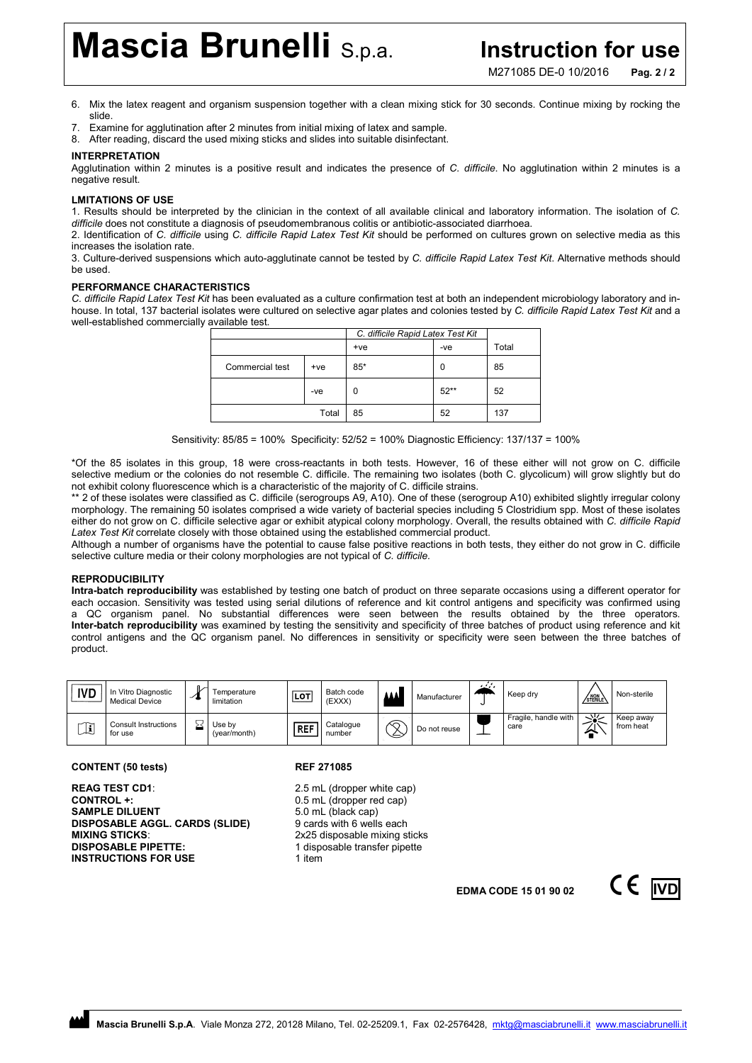6. Mix the latex reagent and organism suspension together with a clean mixing stick for 30 seconds. Continue mixing by rocking the slide.
7. Examine for agglutination after 2 minutes from initial mixing of latex and sample.
8. After reading, discard the used mixing sticks and slides into suitable disinfectant.

### INTERPRETATION

Agglutination within 2 minutes is a positive result and indicates the presence of *C. difficile*. No agglutination within 2 minutes is a negative result.

### LMITATIONS OF USE

1. Results should be interpreted by the clinician in the context of all available clinical and laboratory information. The isolation of *C. difficile* does not constitute a diagnosis of pseudomembranous colitis or antibiotic-associated diarrhoea.
2. Identification of *C. difficile* using *C. difficile Rapid Latex Test Kit* should be performed on cultures grown on selective media as this increases the isolation rate.
3. Culture-derived suspensions which auto-agglutinate cannot be tested by *C. difficile Rapid Latex Test Kit*. Alternative methods should be used.

### PERFORMANCE CHARACTERISTICS

*C. difficile Rapid Latex Test Kit* has been evaluated as a culture confirmation test at both an independent microbiology laboratory and in-house. In total, 137 bacterial isolates were cultured on selective agar plates and colonies tested by *C. difficile Rapid Latex Test Kit* and a well-established commercially available test.

| | | *C. difficile Rapid Latex Test Kit* | | |
|---|---|---|---|---|
| | | +ve | -ve | Total |
| Commercial test | +ve | 85* | 0 | 85 |
| | -ve | 0 | 52** | 52 |
| | Total | 85 | 52 | 137 |

Sensitivity: 85/85 = 100%  Specificity: 52/52 = 100% Diagnostic Efficiency: 137/137 = 100%

*Of the 85 isolates in this group, 18 were cross-reactants in both tests. However, 16 of these either will not grow on C. difficile selective medium or the colonies do not resemble C. difficile. The remaining two isolates (both C. glycolicum) will grow slightly but do not exhibit colony fluorescence which is a characteristic of the majority of C. difficile strains.

** 2 of these isolates were classified as C. difficile (serogroups A9, A10). One of these (serogroup A10) exhibited slightly irregular colony morphology. The remaining 50 isolates comprised a wide variety of bacterial species including 5 Clostridium spp. Most of these isolates either do not grow on C. difficile selective agar or exhibit atypical colony morphology. Overall, the results obtained with *C. difficile Rapid Latex Test Kit* correlate closely with those obtained using the established commercial product.

Although a number of organisms have the potential to cause false positive reactions in both tests, they either do not grow in C. difficile selective culture media or their colony morphologies are not typical of *C. difficile*.

### REPRODUCIBILITY

**Intra-batch reproducibility** was established by testing one batch of product on three separate occasions using a different operator for each occasion. Sensitivity was tested using serial dilutions of reference and kit control antigens and specificity was confirmed using a QC organism panel. No substantial differences were seen between the results obtained by the three operators. **Inter-batch reproducibility** was examined by testing the sensitivity and specificity of three batches of product using reference and kit control antigens and the QC organism panel. No differences in sensitivity or specificity were seen between the three batches of product.

| | | | | | | | | | | | |
|---|---|---|---|---|---|---|---|---|---|---|---|
| IVD | In Vitro Diagnostic Medical Device | | Temperature limitation | LOT | Batch code (EXXX) | | Manufacturer | | Keep dry | | Non-sterile |
| | Consult Instructions for use | | Use by (year/month) | REF | Catalogue number | | Do not reuse | | Fragile, handle with care | | Keep away from heat |

**CONTENT (50 tests)** | **REF 271085**

| | |
|---|---|
| **REAG TEST CD1**: | 2.5 mL (dropper white cap) |
| **CONTROL +:** | 0.5 mL (dropper red cap) |
| **SAMPLE DILUENT** | 5.0 mL (black cap) |
| **DISPOSABLE AGGL. CARDS (SLIDE)** | 9 cards with 6 wells each |
| **MIXING STICKS**: | 2x25 disposable mixing sticks |
| **DISPOSABLE PIPETTE:** | 1 disposable transfer pipette |
| **INSTRUCTIONS FOR USE** | 1 item |

**EDMA CODE 15 01 90 02**

CE IVD

**Mascia Brunelli S.p.A**. Viale Monza 272, 20128 Milano, Tel. 02-25209.1, Fax 02-2576428, mktg@masciabrunelli.it www.masciabrunelli.it